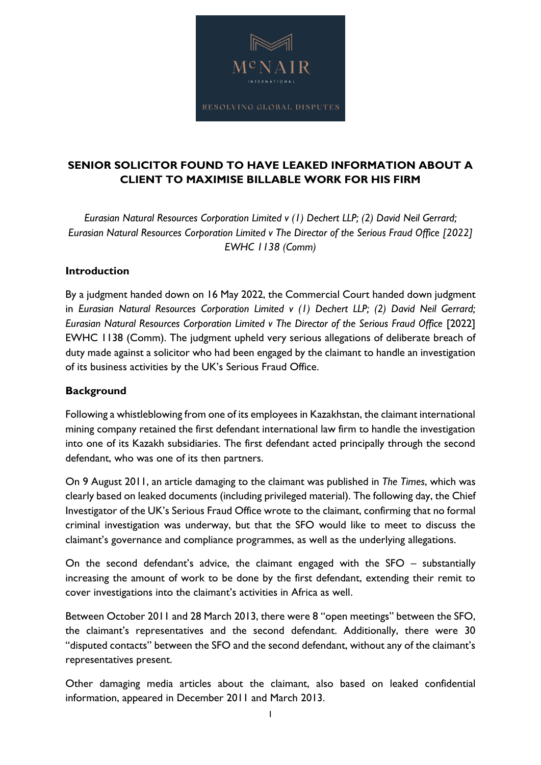## SENIOR SOLICITOR FOUND TO HAVE LEAKED INFORMATION ABOUT A CLIENT TO MAXIMISE BILLABLE WORK FOR HIS FIRM

*Eurasian Natural Resources Corporation Limited v (1) Dechert LLP; (2) David Neil Gerrard; Eurasian Natural Resources Corporation Limited v The Director of the Serious Fraud Office [2022] EWHC 1138 (Comm)*

### Introduction

By a judgment handed down on 16 May 2022, the Commercial Court handed down judgment in *Eurasian Natural Resources Corporation Limited v (1) Dechert LLP; (2) David Neil Gerrard; Eurasian Natural Resources Corporation Limited v The Director of the Serious Fraud Office* [2022] EWHC 1138 (Comm). The judgment upheld very serious allegations of deliberate breach of duty made against a solicitor who had been engaged by the claimant to handle an investigation of its business activities by the UK's Serious Fraud Office.

### Background

Following a whistleblowing from one of its employees in Kazakhstan, the claimant international mining company retained the first defendant international law firm to handle the investigation into one of its Kazakh subsidiaries. The first defendant acted principally through the second defendant, who was one of its then partners.

On 9 August 2011, an article damaging to the claimant was published in *The Times*, which was clearly based on leaked documents (including privileged material). The following day, the Chief Investigator of the UK's Serious Fraud Office wrote to the claimant, confirming that no formal criminal investigation was underway, but that the SFO would like to meet to discuss the claimant's governance and compliance programmes, as well as the underlying allegations.

On the second defendant's advice, the claimant engaged with the SFO – substantially increasing the amount of work to be done by the first defendant, extending their remit to cover investigations into the claimant's activities in Africa as well.

Between October 2011 and 28 March 2013, there were 8 "open meetings" between the SFO, the claimant's representatives and the second defendant. Additionally, there were 30 "disputed contacts" between the SFO and the second defendant, without any of the claimant's representatives present.

Other damaging media articles about the claimant, also based on leaked confidential information, appeared in December 2011 and March 2013.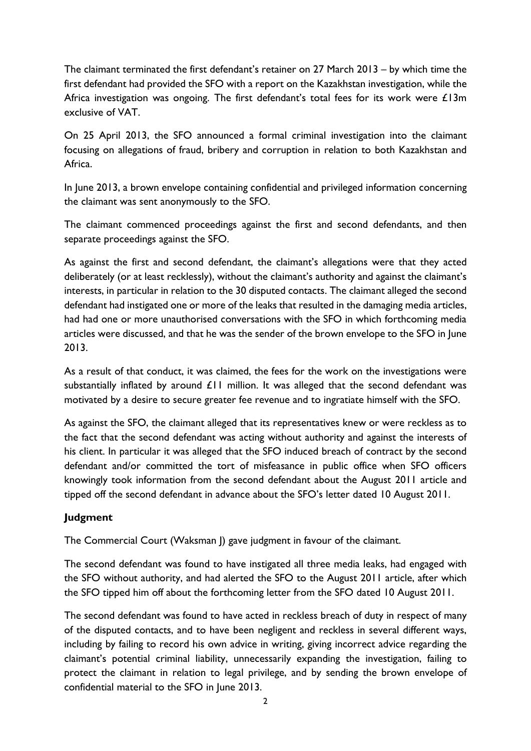The claimant terminated the first defendant's retainer on 27 March 2013 – by which time the first defendant had provided the SFO with a report on the Kazakhstan investigation, while the Africa investigation was ongoing. The first defendant's total fees for its work were £13m exclusive of VAT.

On 25 April 2013, the SFO announced a formal criminal investigation into the claimant focusing on allegations of fraud, bribery and corruption in relation to both Kazakhstan and Africa.

In June 2013, a brown envelope containing confidential and privileged information concerning the claimant was sent anonymously to the SFO.

The claimant commenced proceedings against the first and second defendants, and then separate proceedings against the SFO.

As against the first and second defendant, the claimant's allegations were that they acted deliberately (or at least recklessly), without the claimant's authority and against the claimant's interests, in particular in relation to the 30 disputed contacts. The claimant alleged the second defendant had instigated one or more of the leaks that resulted in the damaging media articles, had had one or more unauthorised conversations with the SFO in which forthcoming media articles were discussed, and that he was the sender of the brown envelope to the SFO in June 2013.

As a result of that conduct, it was claimed, the fees for the work on the investigations were substantially inflated by around £11 million. It was alleged that the second defendant was motivated by a desire to secure greater fee revenue and to ingratiate himself with the SFO.

As against the SFO, the claimant alleged that its representatives knew or were reckless as to the fact that the second defendant was acting without authority and against the interests of his client. In particular it was alleged that the SFO induced breach of contract by the second defendant and/or committed the tort of misfeasance in public office when SFO officers knowingly took information from the second defendant about the August 2011 article and tipped off the second defendant in advance about the SFO's letter dated 10 August 2011.

## Judgment

The Commercial Court (Waksman J) gave judgment in favour of the claimant.

The second defendant was found to have instigated all three media leaks, had engaged with the SFO without authority, and had alerted the SFO to the August 2011 article, after which the SFO tipped him off about the forthcoming letter from the SFO dated 10 August 2011.

The second defendant was found to have acted in reckless breach of duty in respect of many of the disputed contacts, and to have been negligent and reckless in several different ways, including by failing to record his own advice in writing, giving incorrect advice regarding the claimant's potential criminal liability, unnecessarily expanding the investigation, failing to protect the claimant in relation to legal privilege, and by sending the brown envelope of confidential material to the SFO in June 2013.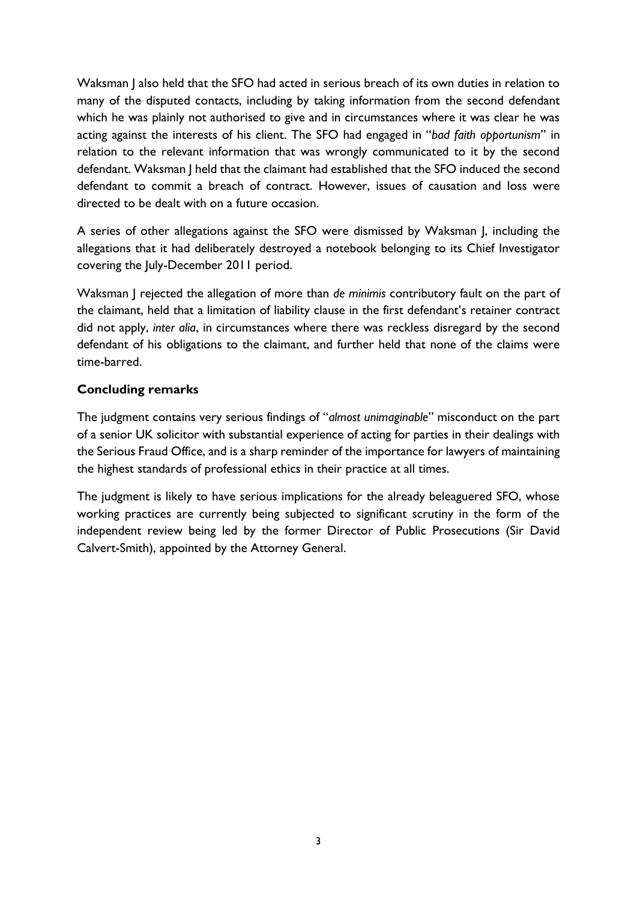Waksman J also held that the SFO had acted in serious breach of its own duties in relation to many of the disputed contacts, including by taking information from the second defendant which he was plainly not authorised to give and in circumstances where it was clear he was acting against the interests of his client. The SFO had engaged in "*bad faith opportunism*" in relation to the relevant information that was wrongly communicated to it by the second defendant. Waksman J held that the claimant had established that the SFO induced the second defendant to commit a breach of contract. However, issues of causation and loss were directed to be dealt with on a future occasion.

A series of other allegations against the SFO were dismissed by Waksman J, including the allegations that it had deliberately destroyed a notebook belonging to its Chief Investigator covering the July-December 2011 period.

Waksman J rejected the allegation of more than *de minimis* contributory fault on the part of the claimant, held that a limitation of liability clause in the first defendant's retainer contract did not apply, *inter alia*, in circumstances where there was reckless disregard by the second defendant of his obligations to the claimant, and further held that none of the claims were time-barred.

**Concluding remarks**

The judgment contains very serious findings of "*almost unimaginable*" misconduct on the part of a senior UK solicitor with substantial experience of acting for parties in their dealings with the Serious Fraud Office, and is a sharp reminder of the importance for lawyers of maintaining the highest standards of professional ethics in their practice at all times.

The judgment is likely to have serious implications for the already beleaguered SFO, whose working practices are currently being subjected to significant scrutiny in the form of the independent review being led by the former Director of Public Prosecutions (Sir David Calvert-Smith), appointed by the Attorney General.